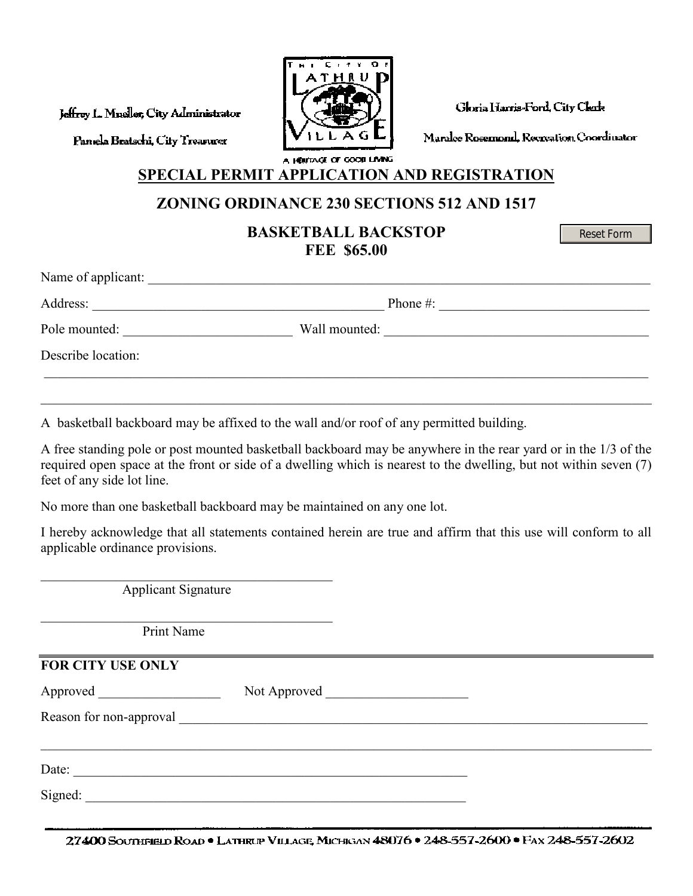Jeffrey L. Mueller, City Administrator

Pamela Bratschi, City Treasurer

THE CITY OF LATHRUP VILLAGE

A HERITAGE OF GOOD LIVING

Gloria Harris-Ford, City Clerk

Maralee Rosemond, Recreation Coordinator

# SPECIAL PERMIT APPLICATION AND REGISTRATION

## ZONING ORDINANCE 230 SECTIONS 512 AND 1517

## BASKETBALL BACKSTOP
## FEE $65.00

Reset Form

Name of applicant: ___________________________________________

Address: ___________________________ Phone #: ___________________

Pole mounted: ________________ Wall mounted: ______________________

Describe location:

______________________________________________________________

______________________________________________________________

A basketball backboard may be affixed to the wall and/or roof of any permitted building.

A free standing pole or post mounted basketball backboard may be anywhere in the rear yard or in the 1/3 of the required open space at the front or side of a dwelling which is nearest to the dwelling, but not within seven (7) feet of any side lot line.

No more than one basketball backboard may be maintained on any one lot.

I hereby acknowledge that all statements contained herein are true and affirm that this use will conform to all applicable ordinance provisions.

______________________________
Applicant Signature

______________________________
Print Name

**FOR CITY USE ONLY**

Approved ______________ Not Approved ________________

Reason for non-approval ___________________________________________

______________________________________________________________

Date: ________________________________________

Signed: ______________________________________

27400 Southfield Road • Lathrup Village, Michigan 48076 • 248-557-2600 • Fax 248-557-2602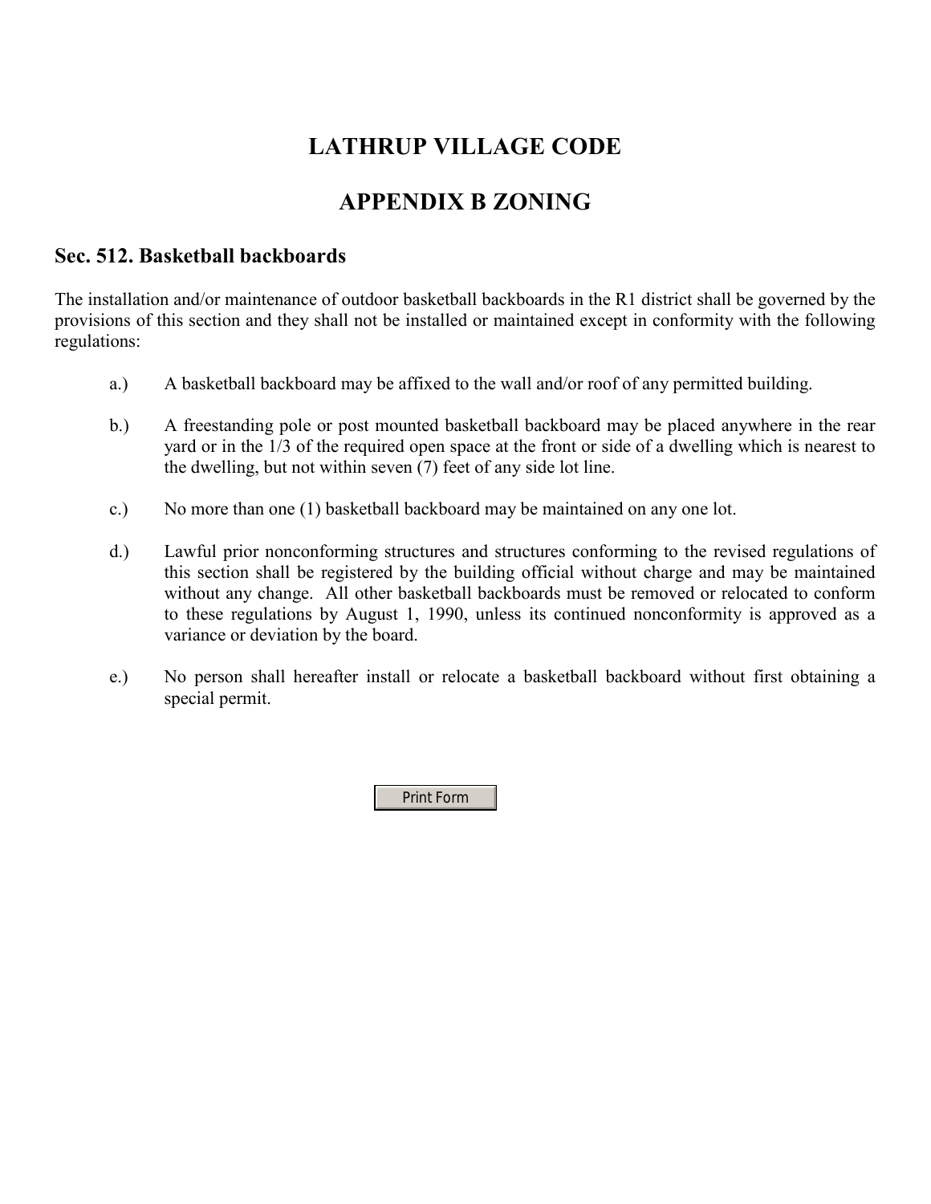# LATHRUP VILLAGE CODE

# APPENDIX B ZONING

## Sec. 512. Basketball backboards

The installation and/or maintenance of outdoor basketball backboards in the R1 district shall be governed by the provisions of this section and they shall not be installed or maintained except in conformity with the following regulations:

a.) A basketball backboard may be affixed to the wall and/or roof of any permitted building.

b.) A freestanding pole or post mounted basketball backboard may be placed anywhere in the rear yard or in the 1/3 of the required open space at the front or side of a dwelling which is nearest to the dwelling, but not within seven (7) feet of any side lot line.

c.) No more than one (1) basketball backboard may be maintained on any one lot.

d.) Lawful prior nonconforming structures and structures conforming to the revised regulations of this section shall be registered by the building official without charge and may be maintained without any change. All other basketball backboards must be removed or relocated to conform to these regulations by August 1, 1990, unless its continued nonconformity is approved as a variance or deviation by the board.

e.) No person shall hereafter install or relocate a basketball backboard without first obtaining a special permit.

Print Form